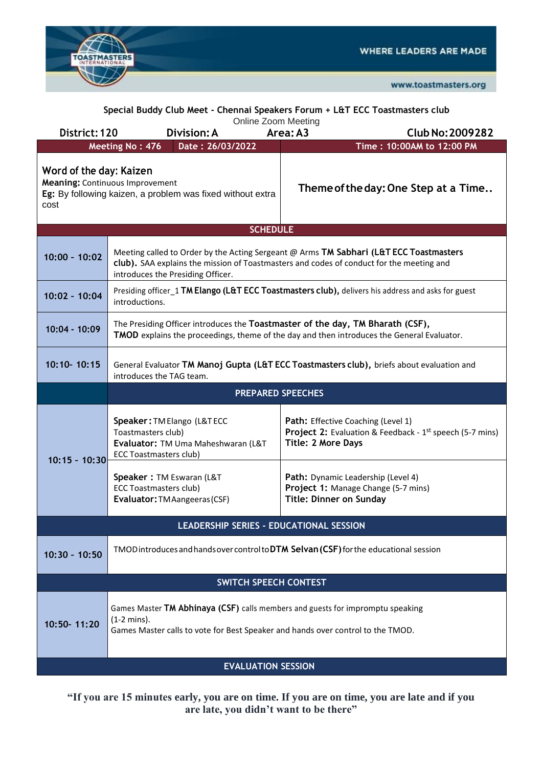WHERE LEADERS ARE MADE

www.toastmasters.org

## Special Buddy Club Meet - Chennai Speakers Forum + L&T ECC Toastmasters club

Online Zoom Meeting

**District: 120** | **Division: A** | **Area: A3** | **Club No: 2009282**

| Meeting No : 476 | Date : 26/03/2022 | Time : 10:00AM to 12:00 PM |
|---|---|---|

**Word of the day: Kaizen**
**Meaning:** Continuous Improvement
**Eg:** By following kaizen, a problem was fixed without extra cost

**Theme of the day: One Step at a Time..**

### SCHEDULE

| Time | Details | |
|---|---|---|
| 10:00 - 10:02 | Meeting called to Order by the Acting Sergeant @ Arms **TM Sabhari (L&T ECC Toastmasters club).** SAA explains the mission of Toastmasters and codes of conduct for the meeting and introduces the Presiding Officer. | |
| 10:02 - 10:04 | Presiding officer_1 **TM Elango (L&T ECC Toastmasters club),** delivers his address and asks for guest introductions. | |
| 10:04 - 10:09 | The Presiding Officer introduces the **Toastmaster of the day, TM Bharath (CSF), TMOD** explains the proceedings, theme of the day and then introduces the General Evaluator. | |
| 10:10- 10:15 | General Evaluator **TM Manoj Gupta (L&T ECC Toastmasters club),** briefs about evaluation and introduces the TAG team. | |
| | **PREPARED SPEECHES** | |
| 10:15 - 10:30 | **Speaker :** TM Elango (L&T ECC Toastmasters club) **Evaluator:** TM Uma Maheshwaran (L&T ECC Toastmasters club) | **Path:** Effective Coaching (Level 1) **Project 2:** Evaluation & Feedback - 1st speech (5-7 mins) **Title: 2 More Days** |
| | **Speaker :** TM Eswaran (L&T ECC Toastmasters club) **Evaluator:** TM Aangeeras (CSF) | **Path:** Dynamic Leadership (Level 4) **Project 1:** Manage Change (5-7 mins) **Title: Dinner on Sunday** |
| | **LEADERSHIP SERIES - EDUCATIONAL SESSION** | |
| 10:30 - 10:50 | TMOD introduces and hands over control to **DTM Selvan (CSF)** for the educational session | |
| | **SWITCH SPEECH CONTEST** | |
| 10:50- 11:20 | Games Master **TM Abhinaya (CSF)** calls members and guests for impromptu speaking (1-2 mins). Games Master calls to vote for Best Speaker and hands over control to the TMOD. | |
| | **EVALUATION SESSION** | |

**"If you are 15 minutes early, you are on time. If you are on time, you are late and if you are late, you didn't want to be there"**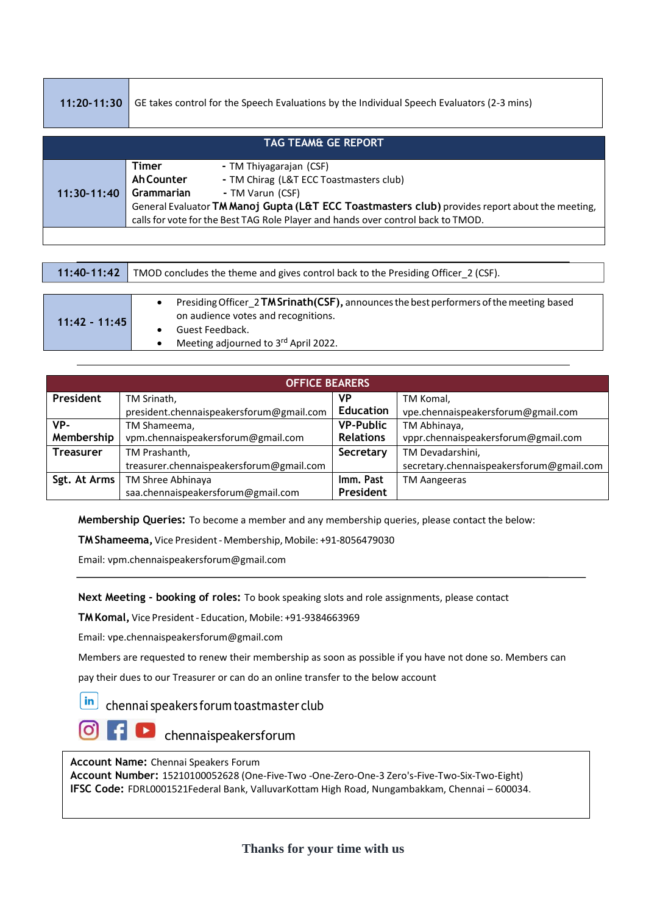| | |
|---|---|
| **11:20-11:30** | GE takes control for the Speech Evaluations by the Individual Speech Evaluators (2-3 mins) |

| TAG TEAM& GE REPORT | |
|---|---|
| **11:30-11:40** | **Timer** - TM Thiyagarajan (CSF)<br>**Ah Counter** - TM Chirag (L&T ECC Toastmasters club)<br>**Grammarian** - TM Varun (CSF)<br>General Evaluator **TM Manoj Gupta (L&T ECC Toastmasters club)** provides report about the meeting, calls for vote for the Best TAG Role Player and hands over control back to TMOD. |

| | |
|---|---|
| **11:40-11:42** | TMOD concludes the theme and gives control back to the Presiding Officer_2 (CSF). |

| | |
|---|---|
| **11:42 - 11:45** | • Presiding Officer_2 **TM Srinath(CSF),** announces the best performers of the meeting based on audience votes and recognitions.<br>• Guest Feedback.<br>• Meeting adjourned to 3rd April 2022. |

| OFFICE BEARERS | | | |
|---|---|---|---|
| **President** | TM Srinath, president.chennaispeakersforum@gmail.com | **VP Education** | TM Komal, vpe.chennaispeakersforum@gmail.com |
| **VP-Membership** | TM Shameema, vpm.chennaispeakersforum@gmail.com | **VP-Public Relations** | TM Abhinaya, vppr.chennaispeakersforum@gmail.com |
| **Treasurer** | TM Prashanth, treasurer.chennaispeakersforum@gmail.com | **Secretary** | TM Devadarshini, secretary.chennaispeakersforum@gmail.com |
| **Sgt. At Arms** | TM Shree Abhinaya saa.chennaispeakersforum@gmail.com | **Imm. Past President** | TM Aangeeras |

**Membership Queries:** To become a member and any membership queries, please contact the below:

**TM Shameema,** Vice President - Membership, Mobile: +91-8056479030

Email: vpm.chennaispeakersforum@gmail.com

---

**Next Meeting - booking of roles:** To book speaking slots and role assignments, please contact

**TM Komal,** Vice President - Education, Mobile: +91-9384663969

Email: vpe.chennaispeakersforum@gmail.com

Members are requested to renew their membership as soon as possible if you have not done so. Members can pay their dues to our Treasurer or can do an online transfer to the below account

chennai speakers forum toastmaster club

chennaispeakersforum

**Account Name:** Chennai Speakers Forum
**Account Number:** 15210100052628 (One-Five-Two -One-Zero-One-3 Zero's-Five-Two-Six-Two-Eight)
**IFSC Code:** FDRL0001521Federal Bank, ValluvarKottam High Road, Nungambakkam, Chennai – 600034.

**Thanks for your time with us**